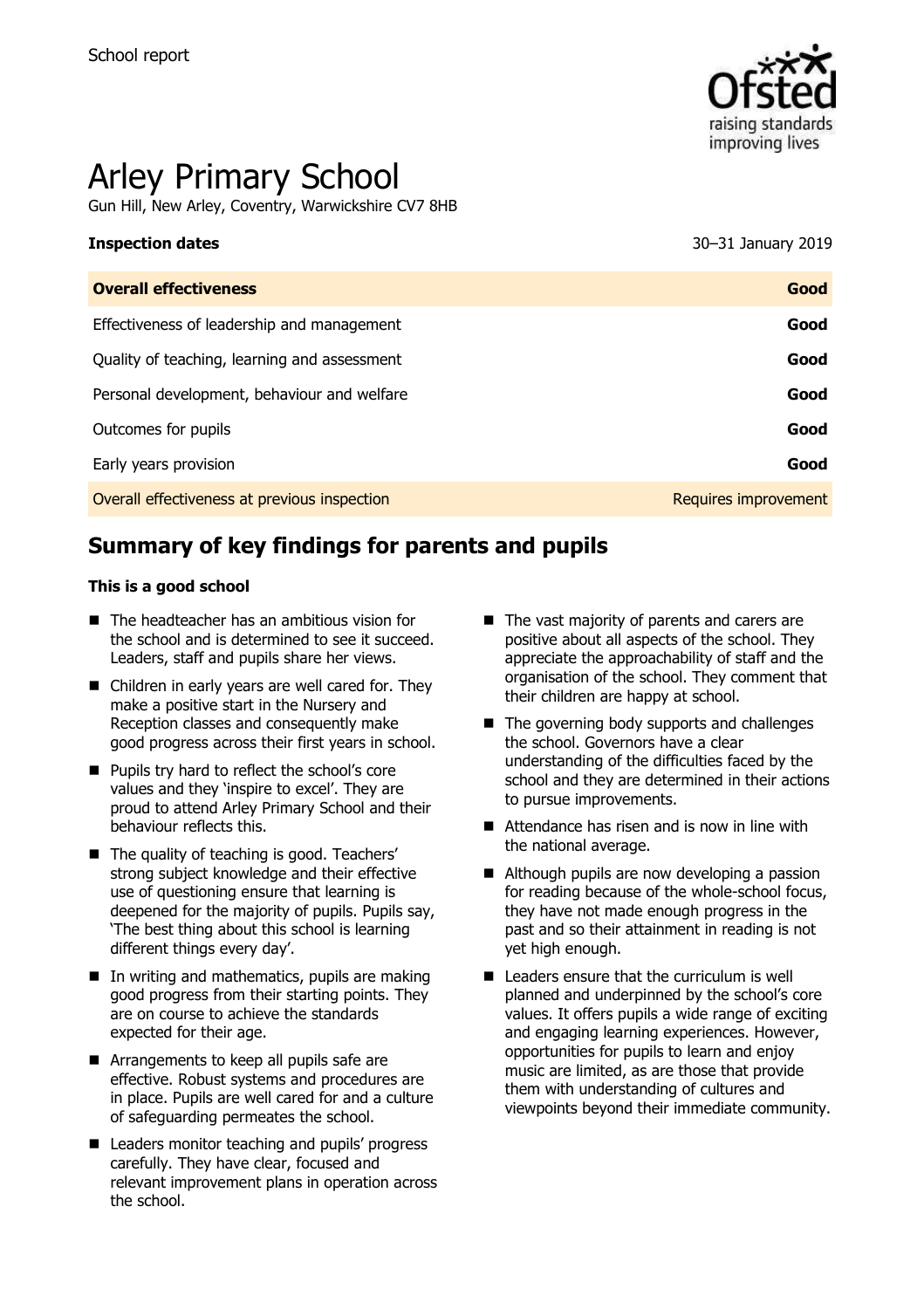School report

# Arley Primary School

Gun Hill, New Arley, Coventry, Warwickshire CV7 8HB

| **Inspection dates** | 30–31 January 2019 |
|---|---|
| **Overall effectiveness** | **Good** |
| Effectiveness of leadership and management | **Good** |
| Quality of teaching, learning and assessment | **Good** |
| Personal development, behaviour and welfare | **Good** |
| Outcomes for pupils | **Good** |
| Early years provision | **Good** |
| Overall effectiveness at previous inspection | Requires improvement |

## Summary of key findings for parents and pupils

**This is a good school**

- The headteacher has an ambitious vision for the school and is determined to see it succeed. Leaders, staff and pupils share her views.
- Children in early years are well cared for. They make a positive start in the Nursery and Reception classes and consequently make good progress across their first years in school.
- Pupils try hard to reflect the school's core values and they 'inspire to excel'. They are proud to attend Arley Primary School and their behaviour reflects this.
- The quality of teaching is good. Teachers' strong subject knowledge and their effective use of questioning ensure that learning is deepened for the majority of pupils. Pupils say, 'The best thing about this school is learning different things every day'.
- In writing and mathematics, pupils are making good progress from their starting points. They are on course to achieve the standards expected for their age.
- Arrangements to keep all pupils safe are effective. Robust systems and procedures are in place. Pupils are well cared for and a culture of safeguarding permeates the school.
- Leaders monitor teaching and pupils' progress carefully. They have clear, focused and relevant improvement plans in operation across the school.
- The vast majority of parents and carers are positive about all aspects of the school. They appreciate the approachability of staff and the organisation of the school. They comment that their children are happy at school.
- The governing body supports and challenges the school. Governors have a clear understanding of the difficulties faced by the school and they are determined in their actions to pursue improvements.
- Attendance has risen and is now in line with the national average.
- Although pupils are now developing a passion for reading because of the whole-school focus, they have not made enough progress in the past and so their attainment in reading is not yet high enough.
- Leaders ensure that the curriculum is well planned and underpinned by the school's core values. It offers pupils a wide range of exciting and engaging learning experiences. However, opportunities for pupils to learn and enjoy music are limited, as are those that provide them with understanding of cultures and viewpoints beyond their immediate community.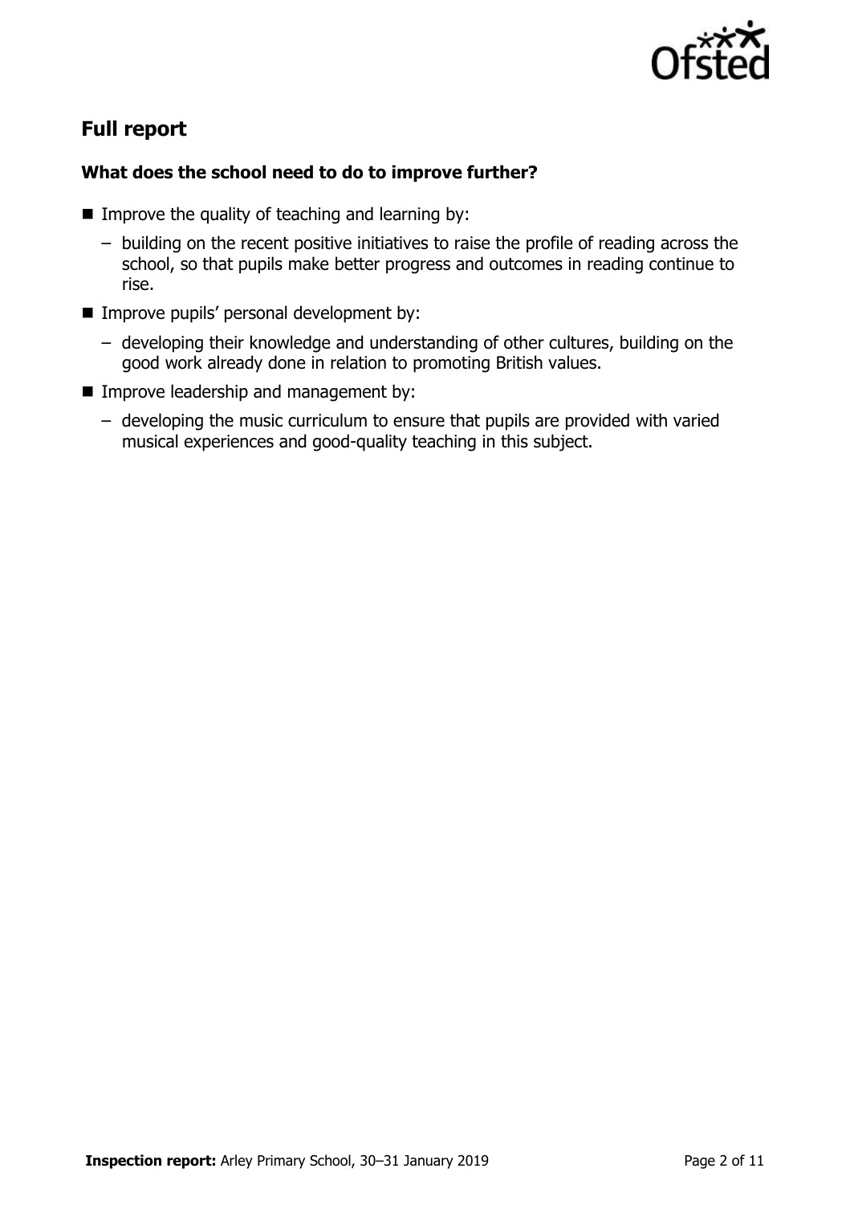## Full report

### What does the school need to improve further?

- Improve the quality of teaching and learning by:
  - building on the recent positive initiatives to raise the profile of reading across the school, so that pupils make better progress and outcomes in reading continue to rise.
- Improve pupils' personal development by:
  - developing their knowledge and understanding of other cultures, building on the good work already done in relation to promoting British values.
- Improve leadership and management by:
  - developing the music curriculum to ensure that pupils are provided with varied musical experiences and good-quality teaching in this subject.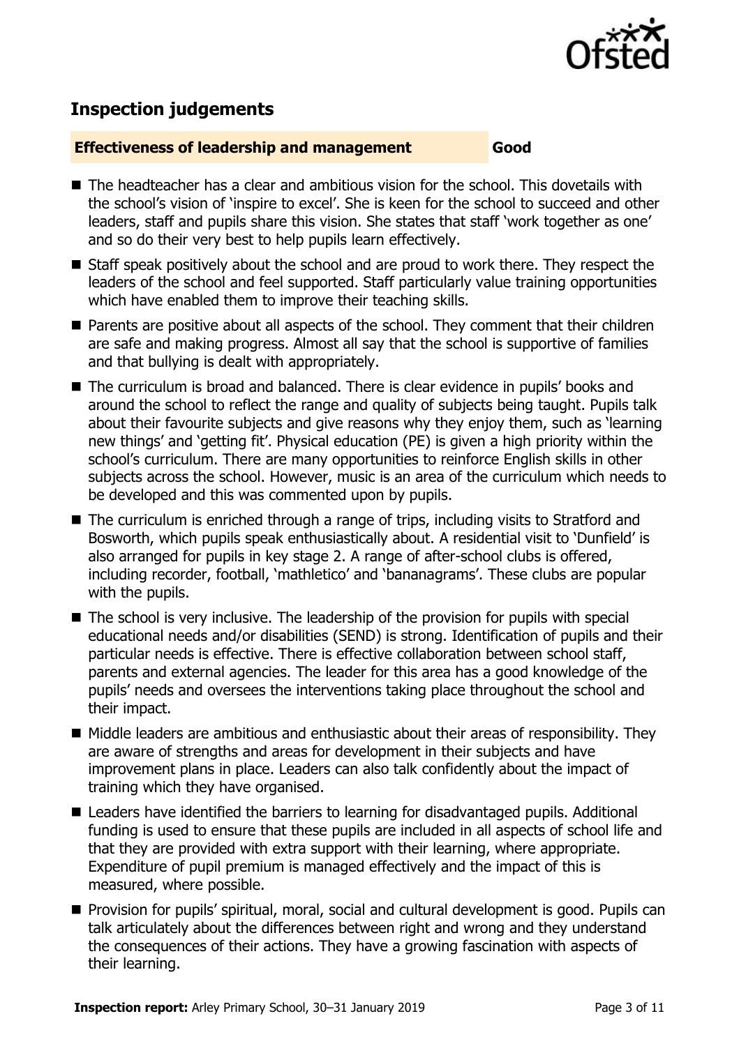## Inspection judgements

**Effectiveness of leadership and management** **Good**

- The headteacher has a clear and ambitious vision for the school. This dovetails with the school's vision of 'inspire to excel'. She is keen for the school to succeed and other leaders, staff and pupils share this vision. She states that staff 'work together as one' and so do their very best to help pupils learn effectively.
- Staff speak positively about the school and are proud to work there. They respect the leaders of the school and feel supported. Staff particularly value training opportunities which have enabled them to improve their teaching skills.
- Parents are positive about all aspects of the school. They comment that their children are safe and making progress. Almost all say that the school is supportive of families and that bullying is dealt with appropriately.
- The curriculum is broad and balanced. There is clear evidence in pupils' books and around the school to reflect the range and quality of subjects being taught. Pupils talk about their favourite subjects and give reasons why they enjoy them, such as 'learning new things' and 'getting fit'. Physical education (PE) is given a high priority within the school's curriculum. There are many opportunities to reinforce English skills in other subjects across the school. However, music is an area of the curriculum which needs to be developed and this was commented upon by pupils.
- The curriculum is enriched through a range of trips, including visits to Stratford and Bosworth, which pupils speak enthusiastically about. A residential visit to 'Dunfield' is also arranged for pupils in key stage 2. A range of after-school clubs is offered, including recorder, football, 'mathletico' and 'bananagrams'. These clubs are popular with the pupils.
- The school is very inclusive. The leadership of the provision for pupils with special educational needs and/or disabilities (SEND) is strong. Identification of pupils and their particular needs is effective. There is effective collaboration between school staff, parents and external agencies. The leader for this area has a good knowledge of the pupils' needs and oversees the interventions taking place throughout the school and their impact.
- Middle leaders are ambitious and enthusiastic about their areas of responsibility. They are aware of strengths and areas for development in their subjects and have improvement plans in place. Leaders can also talk confidently about the impact of training which they have organised.
- Leaders have identified the barriers to learning for disadvantaged pupils. Additional funding is used to ensure that these pupils are included in all aspects of school life and that they are provided with extra support with their learning, where appropriate. Expenditure of pupil premium is managed effectively and the impact of this is measured, where possible.
- Provision for pupils' spiritual, moral, social and cultural development is good. Pupils can talk articulately about the differences between right and wrong and they understand the consequences of their actions. They have a growing fascination with aspects of their learning.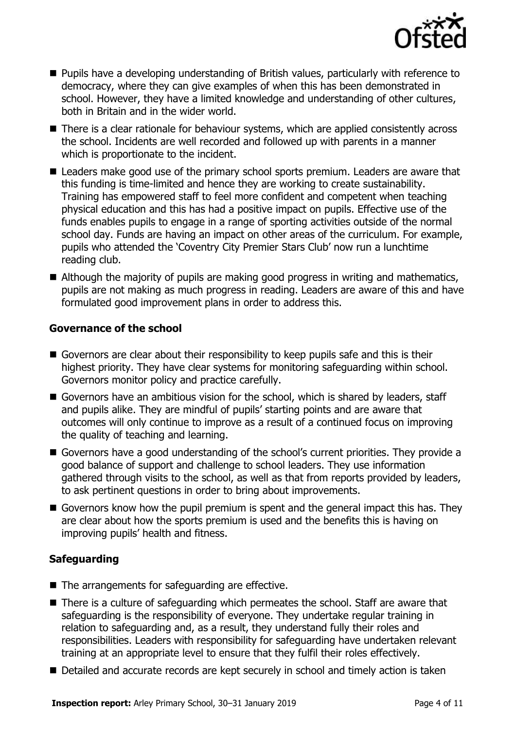- Pupils have a developing understanding of British values, particularly with reference to democracy, where they can give examples of when this has been demonstrated in school. However, they have a limited knowledge and understanding of other cultures, both in Britain and in the wider world.
- There is a clear rationale for behaviour systems, which are applied consistently across the school. Incidents are well recorded and followed up with parents in a manner which is proportionate to the incident.
- Leaders make good use of the primary school sports premium. Leaders are aware that this funding is time-limited and hence they are working to create sustainability. Training has empowered staff to feel more confident and competent when teaching physical education and this has had a positive impact on pupils. Effective use of the funds enables pupils to engage in a range of sporting activities outside of the normal school day. Funds are having an impact on other areas of the curriculum. For example, pupils who attended the 'Coventry City Premier Stars Club' now run a lunchtime reading club.
- Although the majority of pupils are making good progress in writing and mathematics, pupils are not making as much progress in reading. Leaders are aware of this and have formulated good improvement plans in order to address this.

### Governance of the school

- Governors are clear about their responsibility to keep pupils safe and this is their highest priority. They have clear systems for monitoring safeguarding within school. Governors monitor policy and practice carefully.
- Governors have an ambitious vision for the school, which is shared by leaders, staff and pupils alike. They are mindful of pupils' starting points and are aware that outcomes will only continue to improve as a result of a continued focus on improving the quality of teaching and learning.
- Governors have a good understanding of the school's current priorities. They provide a good balance of support and challenge to school leaders. They use information gathered through visits to the school, as well as that from reports provided by leaders, to ask pertinent questions in order to bring about improvements.
- Governors know how the pupil premium is spent and the general impact this has. They are clear about how the sports premium is used and the benefits this is having on improving pupils' health and fitness.

### Safeguarding

- The arrangements for safeguarding are effective.
- There is a culture of safeguarding which permeates the school. Staff are aware that safeguarding is the responsibility of everyone. They undertake regular training in relation to safeguarding and, as a result, they understand fully their roles and responsibilities. Leaders with responsibility for safeguarding have undertaken relevant training at an appropriate level to ensure that they fulfil their roles effectively.
- Detailed and accurate records are kept securely in school and timely action is taken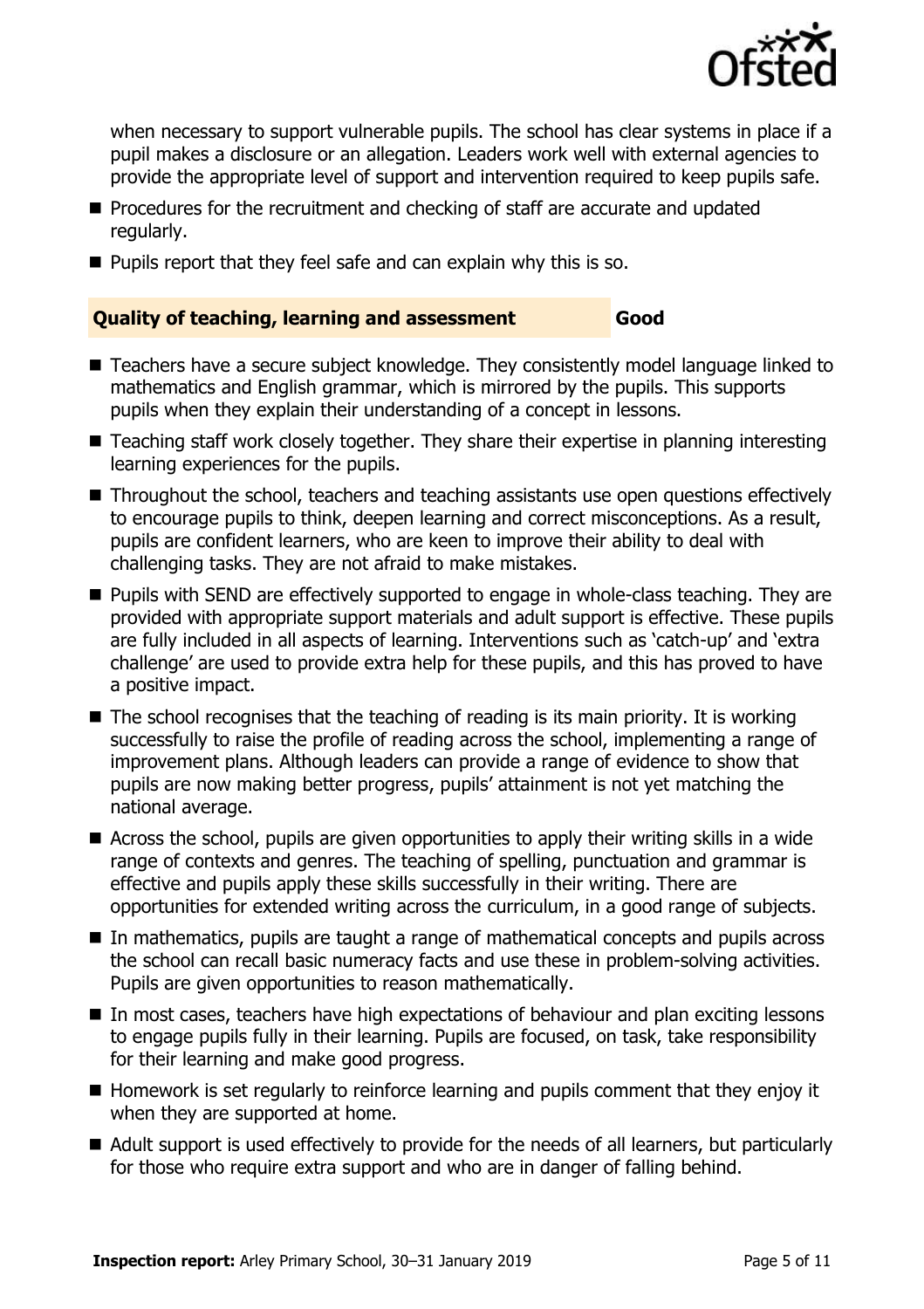when necessary to support vulnerable pupils. The school has clear systems in place if a pupil makes a disclosure or an allegation. Leaders work well with external agencies to provide the appropriate level of support and intervention required to keep pupils safe.

- Procedures for the recruitment and checking of staff are accurate and updated regularly.
- Pupils report that they feel safe and can explain why this is so.

## Quality of teaching, learning and assessment — Good

- Teachers have a secure subject knowledge. They consistently model language linked to mathematics and English grammar, which is mirrored by the pupils. This supports pupils when they explain their understanding of a concept in lessons.
- Teaching staff work closely together. They share their expertise in planning interesting learning experiences for the pupils.
- Throughout the school, teachers and teaching assistants use open questions effectively to encourage pupils to think, deepen learning and correct misconceptions. As a result, pupils are confident learners, who are keen to improve their ability to deal with challenging tasks. They are not afraid to make mistakes.
- Pupils with SEND are effectively supported to engage in whole-class teaching. They are provided with appropriate support materials and adult support is effective. These pupils are fully included in all aspects of learning. Interventions such as 'catch-up' and 'extra challenge' are used to provide extra help for these pupils, and this has proved to have a positive impact.
- The school recognises that the teaching of reading is its main priority. It is working successfully to raise the profile of reading across the school, implementing a range of improvement plans. Although leaders can provide a range of evidence to show that pupils are now making better progress, pupils' attainment is not yet matching the national average.
- Across the school, pupils are given opportunities to apply their writing skills in a wide range of contexts and genres. The teaching of spelling, punctuation and grammar is effective and pupils apply these skills successfully in their writing. There are opportunities for extended writing across the curriculum, in a good range of subjects.
- In mathematics, pupils are taught a range of mathematical concepts and pupils across the school can recall basic numeracy facts and use these in problem-solving activities. Pupils are given opportunities to reason mathematically.
- In most cases, teachers have high expectations of behaviour and plan exciting lessons to engage pupils fully in their learning. Pupils are focused, on task, take responsibility for their learning and make good progress.
- Homework is set regularly to reinforce learning and pupils comment that they enjoy it when they are supported at home.
- Adult support is used effectively to provide for the needs of all learners, but particularly for those who require extra support and who are in danger of falling behind.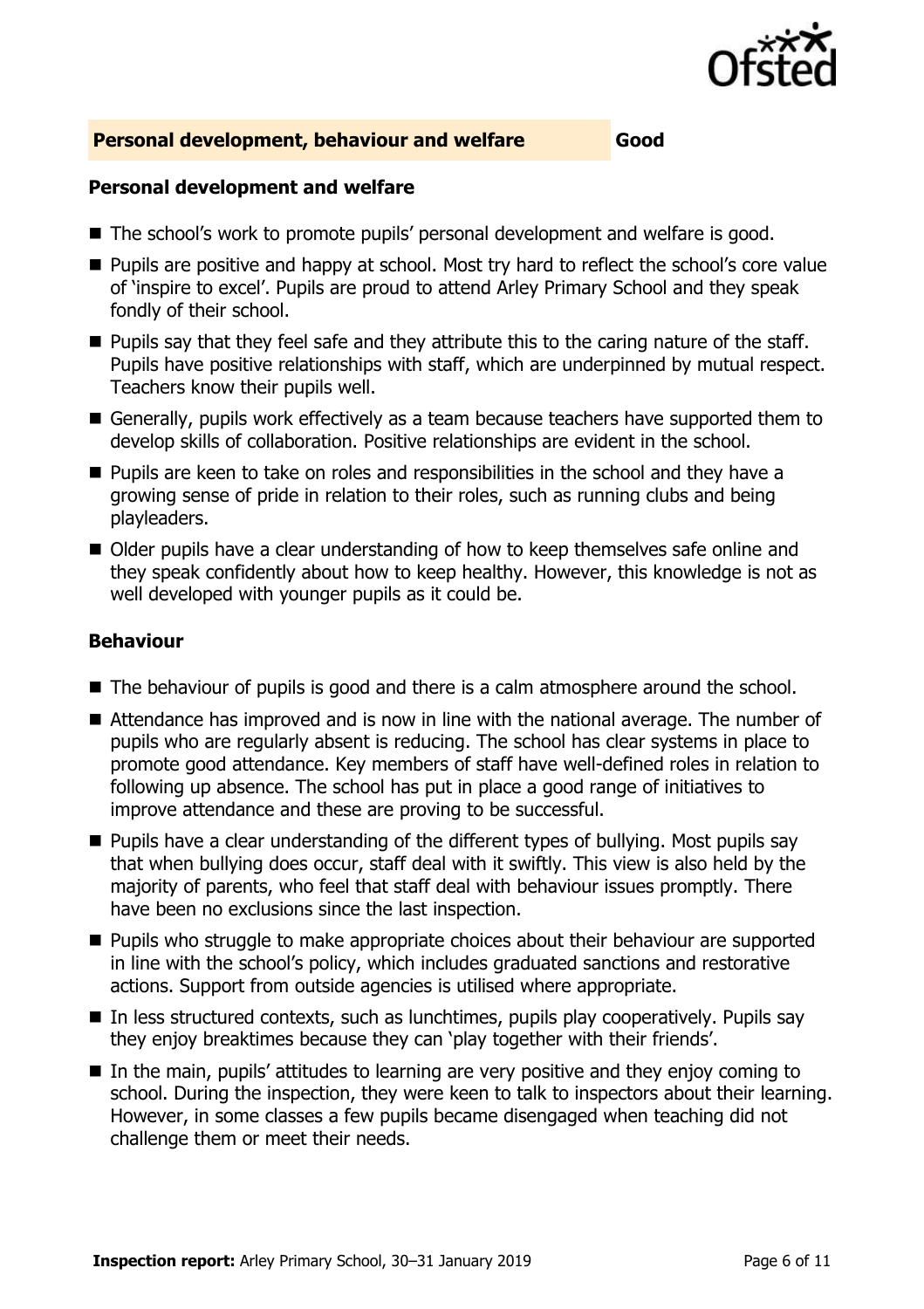## Personal development, behaviour and welfare — Good

### Personal development and welfare

- The school's work to promote pupils' personal development and welfare is good.
- Pupils are positive and happy at school. Most try hard to reflect the school's core value of 'inspire to excel'. Pupils are proud to attend Arley Primary School and they speak fondly of their school.
- Pupils say that they feel safe and they attribute this to the caring nature of the staff. Pupils have positive relationships with staff, which are underpinned by mutual respect. Teachers know their pupils well.
- Generally, pupils work effectively as a team because teachers have supported them to develop skills of collaboration. Positive relationships are evident in the school.
- Pupils are keen to take on roles and responsibilities in the school and they have a growing sense of pride in relation to their roles, such as running clubs and being playleaders.
- Older pupils have a clear understanding of how to keep themselves safe online and they speak confidently about how to keep healthy. However, this knowledge is not as well developed with younger pupils as it could be.

### Behaviour

- The behaviour of pupils is good and there is a calm atmosphere around the school.
- Attendance has improved and is now in line with the national average. The number of pupils who are regularly absent is reducing. The school has clear systems in place to promote good attendance. Key members of staff have well-defined roles in relation to following up absence. The school has put in place a good range of initiatives to improve attendance and these are proving to be successful.
- Pupils have a clear understanding of the different types of bullying. Most pupils say that when bullying does occur, staff deal with it swiftly. This view is also held by the majority of parents, who feel that staff deal with behaviour issues promptly. There have been no exclusions since the last inspection.
- Pupils who struggle to make appropriate choices about their behaviour are supported in line with the school's policy, which includes graduated sanctions and restorative actions. Support from outside agencies is utilised where appropriate.
- In less structured contexts, such as lunchtimes, pupils play cooperatively. Pupils say they enjoy breaktimes because they can 'play together with their friends'.
- In the main, pupils' attitudes to learning are very positive and they enjoy coming to school. During the inspection, they were keen to talk to inspectors about their learning. However, in some classes a few pupils became disengaged when teaching did not challenge them or meet their needs.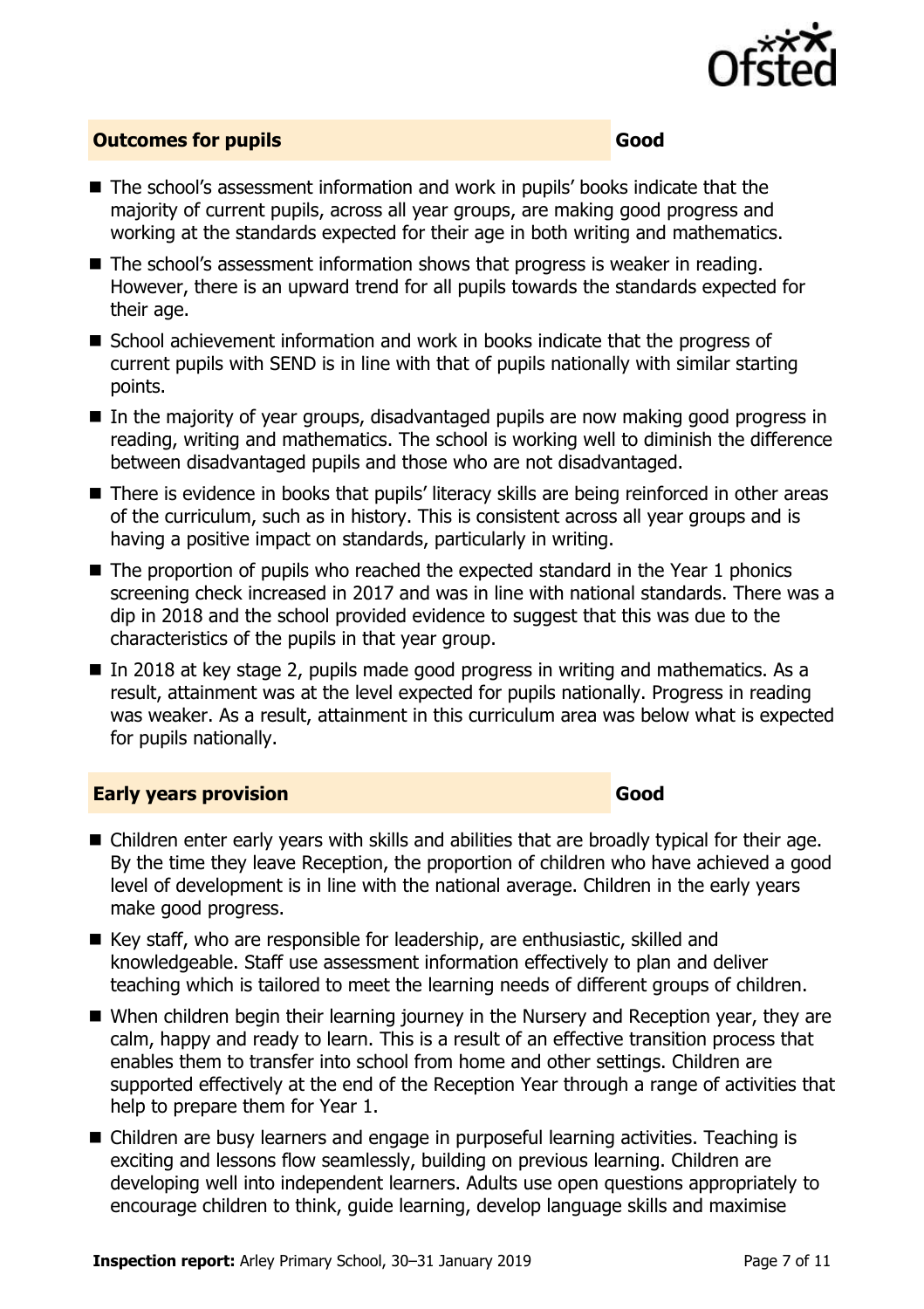## Outcomes for pupils — Good

- The school's assessment information and work in pupils' books indicate that the majority of current pupils, across all year groups, are making good progress and working at the standards expected for their age in both writing and mathematics.
- The school's assessment information shows that progress is weaker in reading. However, there is an upward trend for all pupils towards the standards expected for their age.
- School achievement information and work in books indicate that the progress of current pupils with SEND is in line with that of pupils nationally with similar starting points.
- In the majority of year groups, disadvantaged pupils are now making good progress in reading, writing and mathematics. The school is working well to diminish the difference between disadvantaged pupils and those who are not disadvantaged.
- There is evidence in books that pupils' literacy skills are being reinforced in other areas of the curriculum, such as in history. This is consistent across all year groups and is having a positive impact on standards, particularly in writing.
- The proportion of pupils who reached the expected standard in the Year 1 phonics screening check increased in 2017 and was in line with national standards. There was a dip in 2018 and the school provided evidence to suggest that this was due to the characteristics of the pupils in that year group.
- In 2018 at key stage 2, pupils made good progress in writing and mathematics. As a result, attainment was at the level expected for pupils nationally. Progress in reading was weaker. As a result, attainment in this curriculum area was below what is expected for pupils nationally.

## Early years provision — Good

- Children enter early years with skills and abilities that are broadly typical for their age. By the time they leave Reception, the proportion of children who have achieved a good level of development is in line with the national average. Children in the early years make good progress.
- Key staff, who are responsible for leadership, are enthusiastic, skilled and knowledgeable. Staff use assessment information effectively to plan and deliver teaching which is tailored to meet the learning needs of different groups of children.
- When children begin their learning journey in the Nursery and Reception year, they are calm, happy and ready to learn. This is a result of an effective transition process that enables them to transfer into school from home and other settings. Children are supported effectively at the end of the Reception Year through a range of activities that help to prepare them for Year 1.
- Children are busy learners and engage in purposeful learning activities. Teaching is exciting and lessons flow seamlessly, building on previous learning. Children are developing well into independent learners. Adults use open questions appropriately to encourage children to think, guide learning, develop language skills and maximise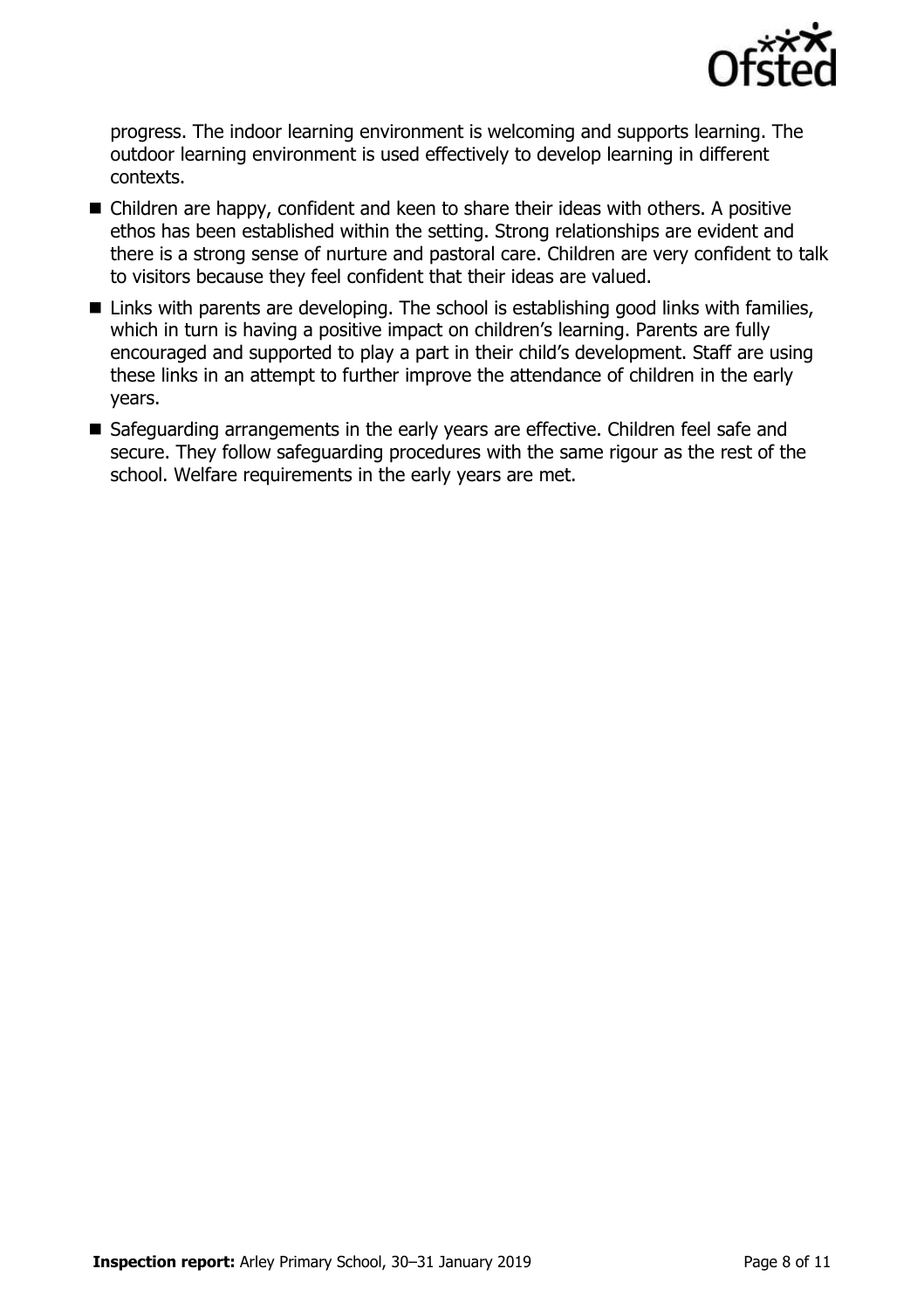progress. The indoor learning environment is welcoming and supports learning. The outdoor learning environment is used effectively to develop learning in different contexts.

- Children are happy, confident and keen to share their ideas with others. A positive ethos has been established within the setting. Strong relationships are evident and there is a strong sense of nurture and pastoral care. Children are very confident to talk to visitors because they feel confident that their ideas are valued.
- Links with parents are developing. The school is establishing good links with families, which in turn is having a positive impact on children's learning. Parents are fully encouraged and supported to play a part in their child's development. Staff are using these links in an attempt to further improve the attendance of children in the early years.
- Safeguarding arrangements in the early years are effective. Children feel safe and secure. They follow safeguarding procedures with the same rigour as the rest of the school. Welfare requirements in the early years are met.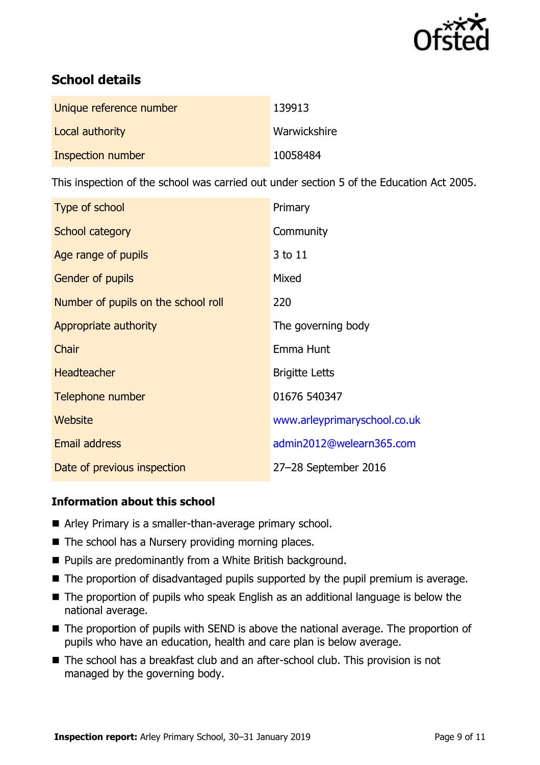## School details

| | |
|---|---|
| Unique reference number | 139913 |
| Local authority | Warwickshire |
| Inspection number | 10058484 |

This inspection of the school was carried out under section 5 of the Education Act 2005.

| | |
|---|---|
| Type of school | Primary |
| School category | Community |
| Age range of pupils | 3 to 11 |
| Gender of pupils | Mixed |
| Number of pupils on the school roll | 220 |
| Appropriate authority | The governing body |
| Chair | Emma Hunt |
| Headteacher | Brigitte Letts |
| Telephone number | 01676 540347 |
| Website | www.arleyprimaryschool.co.uk |
| Email address | admin2012@welearn365.com |
| Date of previous inspection | 27–28 September 2016 |

### Information about this school

- Arley Primary is a smaller-than-average primary school.
- The school has a Nursery providing morning places.
- Pupils are predominantly from a White British background.
- The proportion of disadvantaged pupils supported by the pupil premium is average.
- The proportion of pupils who speak English as an additional language is below the national average.
- The proportion of pupils with SEND is above the national average. The proportion of pupils who have an education, health and care plan is below average.
- The school has a breakfast club and an after-school club. This provision is not managed by the governing body.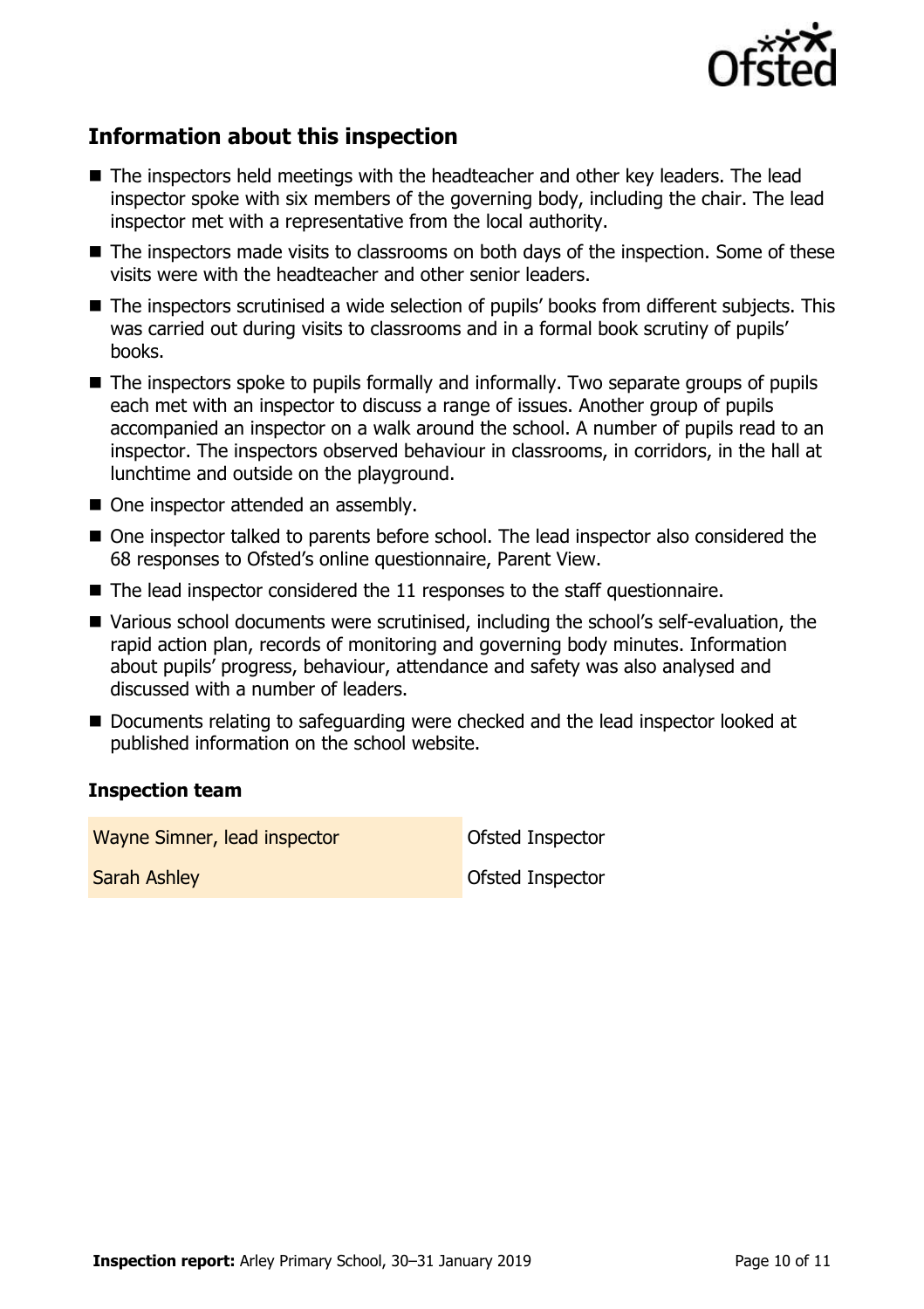## Information about this inspection

- The inspectors held meetings with the headteacher and other key leaders. The lead inspector spoke with six members of the governing body, including the chair. The lead inspector met with a representative from the local authority.
- The inspectors made visits to classrooms on both days of the inspection. Some of these visits were with the headteacher and other senior leaders.
- The inspectors scrutinised a wide selection of pupils' books from different subjects. This was carried out during visits to classrooms and in a formal book scrutiny of pupils' books.
- The inspectors spoke to pupils formally and informally. Two separate groups of pupils each met with an inspector to discuss a range of issues. Another group of pupils accompanied an inspector on a walk around the school. A number of pupils read to an inspector. The inspectors observed behaviour in classrooms, in corridors, in the hall at lunchtime and outside on the playground.
- One inspector attended an assembly.
- One inspector talked to parents before school. The lead inspector also considered the 68 responses to Ofsted's online questionnaire, Parent View.
- The lead inspector considered the 11 responses to the staff questionnaire.
- Various school documents were scrutinised, including the school's self-evaluation, the rapid action plan, records of monitoring and governing body minutes. Information about pupils' progress, behaviour, attendance and safety was also analysed and discussed with a number of leaders.
- Documents relating to safeguarding were checked and the lead inspector looked at published information on the school website.

### Inspection team

| | |
|---|---|
| Wayne Simner, lead inspector | Ofsted Inspector |
| Sarah Ashley | Ofsted Inspector |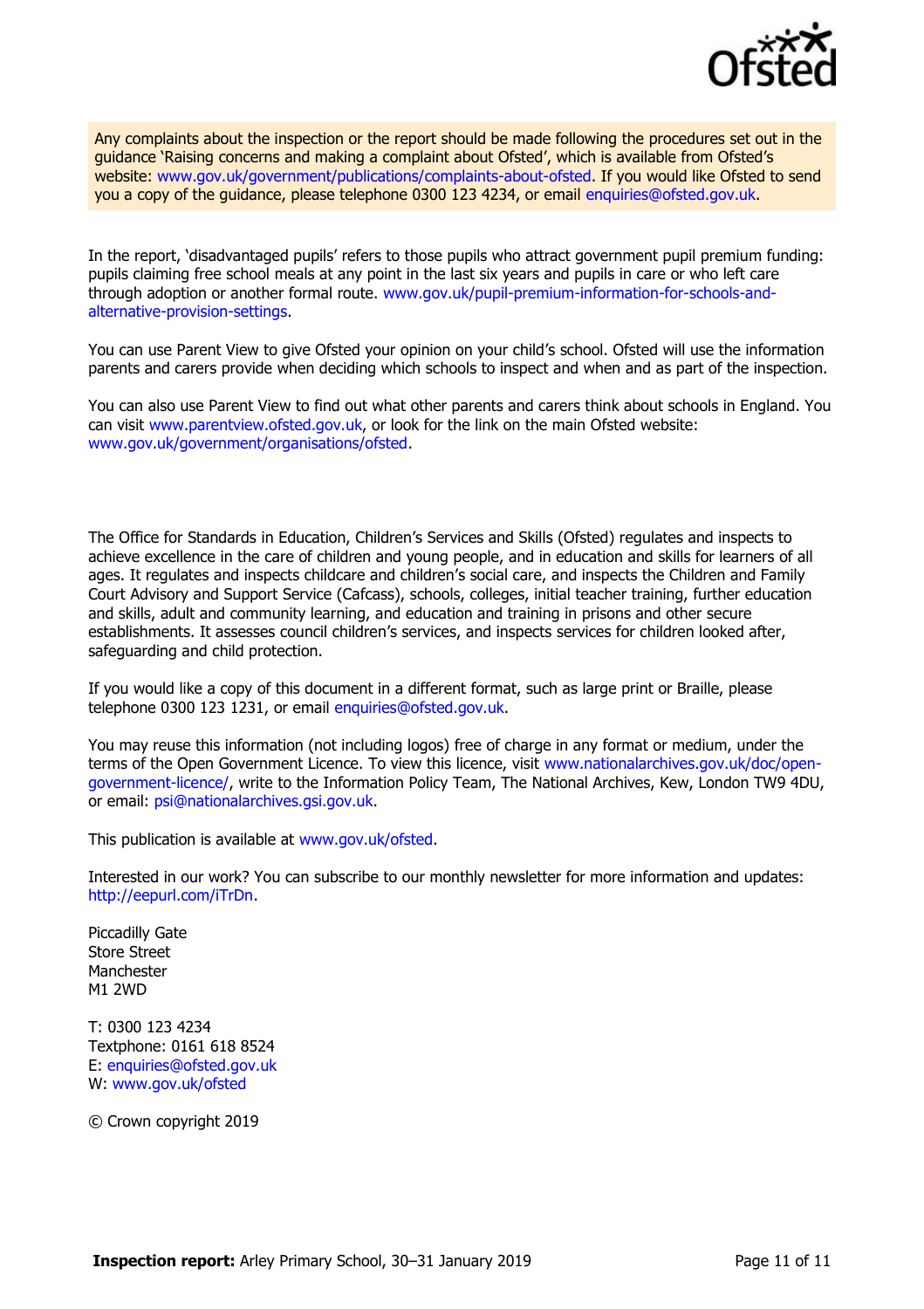Any complaints about the inspection or the report should be made following the procedures set out in the guidance 'Raising concerns and making a complaint about Ofsted', which is available from Ofsted's website: www.gov.uk/government/publications/complaints-about-ofsted. If you would like Ofsted to send you a copy of the guidance, please telephone 0300 123 4234, or email enquiries@ofsted.gov.uk.

In the report, 'disadvantaged pupils' refers to those pupils who attract government pupil premium funding: pupils claiming free school meals at any point in the last six years and pupils in care or who left care through adoption or another formal route. www.gov.uk/pupil-premium-information-for-schools-and-alternative-provision-settings.

You can use Parent View to give Ofsted your opinion on your child's school. Ofsted will use the information parents and carers provide when deciding which schools to inspect and when and as part of the inspection.

You can also use Parent View to find out what other parents and carers think about schools in England. You can visit www.parentview.ofsted.gov.uk, or look for the link on the main Ofsted website: www.gov.uk/government/organisations/ofsted.

The Office for Standards in Education, Children's Services and Skills (Ofsted) regulates and inspects to achieve excellence in the care of children and young people, and in education and skills for learners of all ages. It regulates and inspects childcare and children's social care, and inspects the Children and Family Court Advisory and Support Service (Cafcass), schools, colleges, initial teacher training, further education and skills, adult and community learning, and education and training in prisons and other secure establishments. It assesses council children's services, and inspects services for children looked after, safeguarding and child protection.

If you would like a copy of this document in a different format, such as large print or Braille, please telephone 0300 123 1231, or email enquiries@ofsted.gov.uk.

You may reuse this information (not including logos) free of charge in any format or medium, under the terms of the Open Government Licence. To view this licence, visit www.nationalarchives.gov.uk/doc/open-government-licence/, write to the Information Policy Team, The National Archives, Kew, London TW9 4DU, or email: psi@nationalarchives.gsi.gov.uk.

This publication is available at www.gov.uk/ofsted.

Interested in our work? You can subscribe to our monthly newsletter for more information and updates: http://eepurl.com/iTrDn.

Piccadilly Gate
Store Street
Manchester
M1 2WD

T: 0300 123 4234
Textphone: 0161 618 8524
E: enquiries@ofsted.gov.uk
W: www.gov.uk/ofsted

© Crown copyright 2019